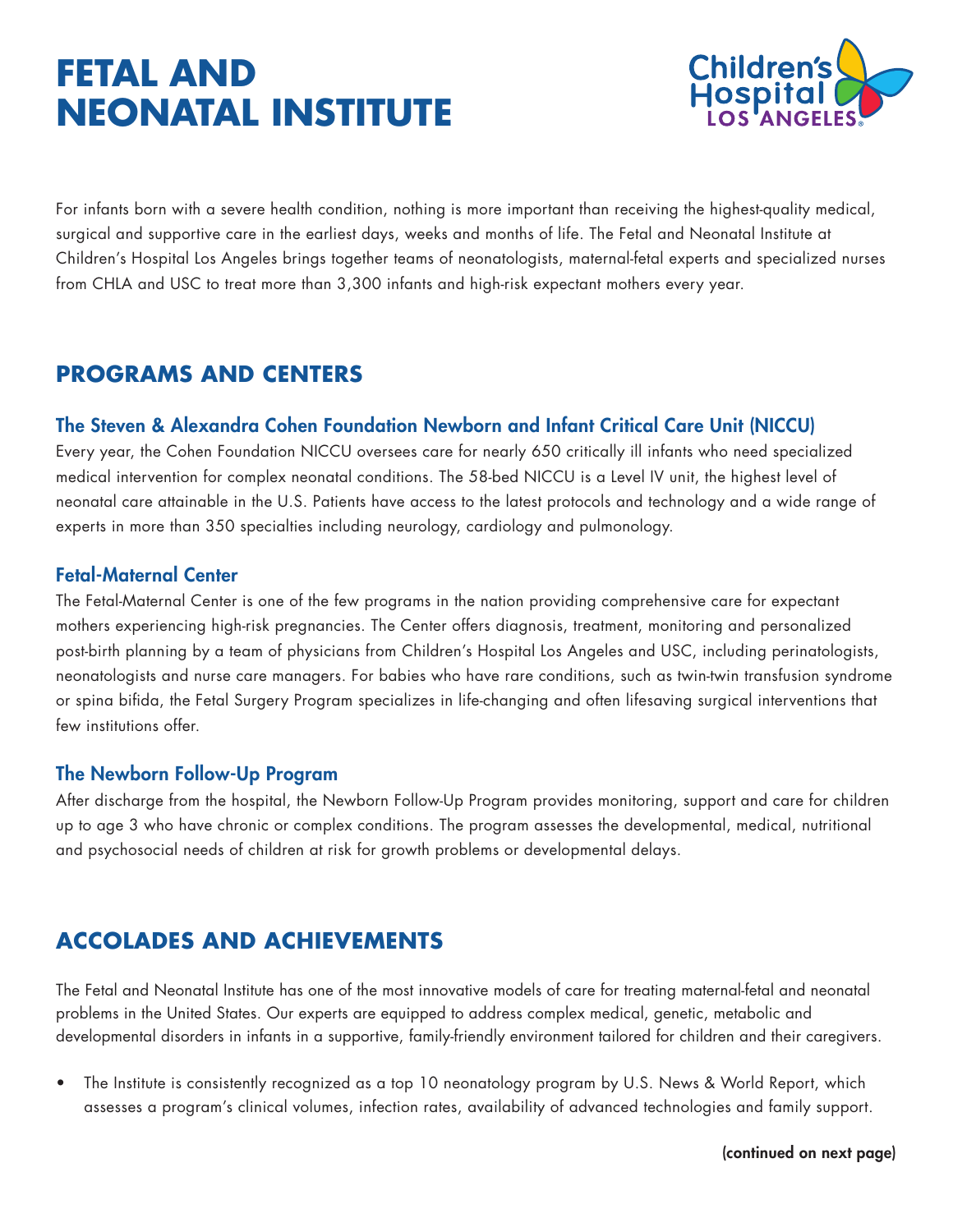# FETAL AND NEONATAL INSTITUTE

For infants born with a severe health condition, nothing is more important than receiving the highest-quality medical, surgical and supportive care in the earliest days, weeks and months of life. The Fetal and Neonatal Institute at Children's Hospital Los Angeles brings together teams of neonatologists, maternal-fetal experts and specialized nurses from CHLA and USC to treat more than 3,300 infants and high-risk expectant mothers every year.

## PROGRAMS AND CENTERS

### The Steven & Alexandra Cohen Foundation Newborn and Infant Critical Care Unit (NICCU)

Every year, the Cohen Foundation NICCU oversees care for nearly 650 critically ill infants who need specialized medical intervention for complex neonatal conditions. The 58-bed NICCU is a Level IV unit, the highest level of neonatal care attainable in the U.S. Patients have access to the latest protocols and technology and a wide range of experts in more than 350 specialties including neurology, cardiology and pulmonology.

### Fetal-Maternal Center

The Fetal-Maternal Center is one of the few programs in the nation providing comprehensive care for expectant mothers experiencing high-risk pregnancies. The Center offers diagnosis, treatment, monitoring and personalized post-birth planning by a team of physicians from Children's Hospital Los Angeles and USC, including perinatologists, neonatologists and nurse care managers. For babies who have rare conditions, such as twin-twin transfusion syndrome or spina bifida, the Fetal Surgery Program specializes in life-changing and often lifesaving surgical interventions that few institutions offer.

### The Newborn Follow-Up Program

After discharge from the hospital, the Newborn Follow-Up Program provides monitoring, support and care for children up to age 3 who have chronic or complex conditions. The program assesses the developmental, medical, nutritional and psychosocial needs of children at risk for growth problems or developmental delays.

## ACCOLADES AND ACHIEVEMENTS

The Fetal and Neonatal Institute has one of the most innovative models of care for treating maternal-fetal and neonatal problems in the United States. Our experts are equipped to address complex medical, genetic, metabolic and developmental disorders in infants in a supportive, family-friendly environment tailored for children and their caregivers.

- The Institute is consistently recognized as a top 10 neonatology program by U.S. News & World Report, which assesses a program's clinical volumes, infection rates, availability of advanced technologies and family support.

**(continued on next page)**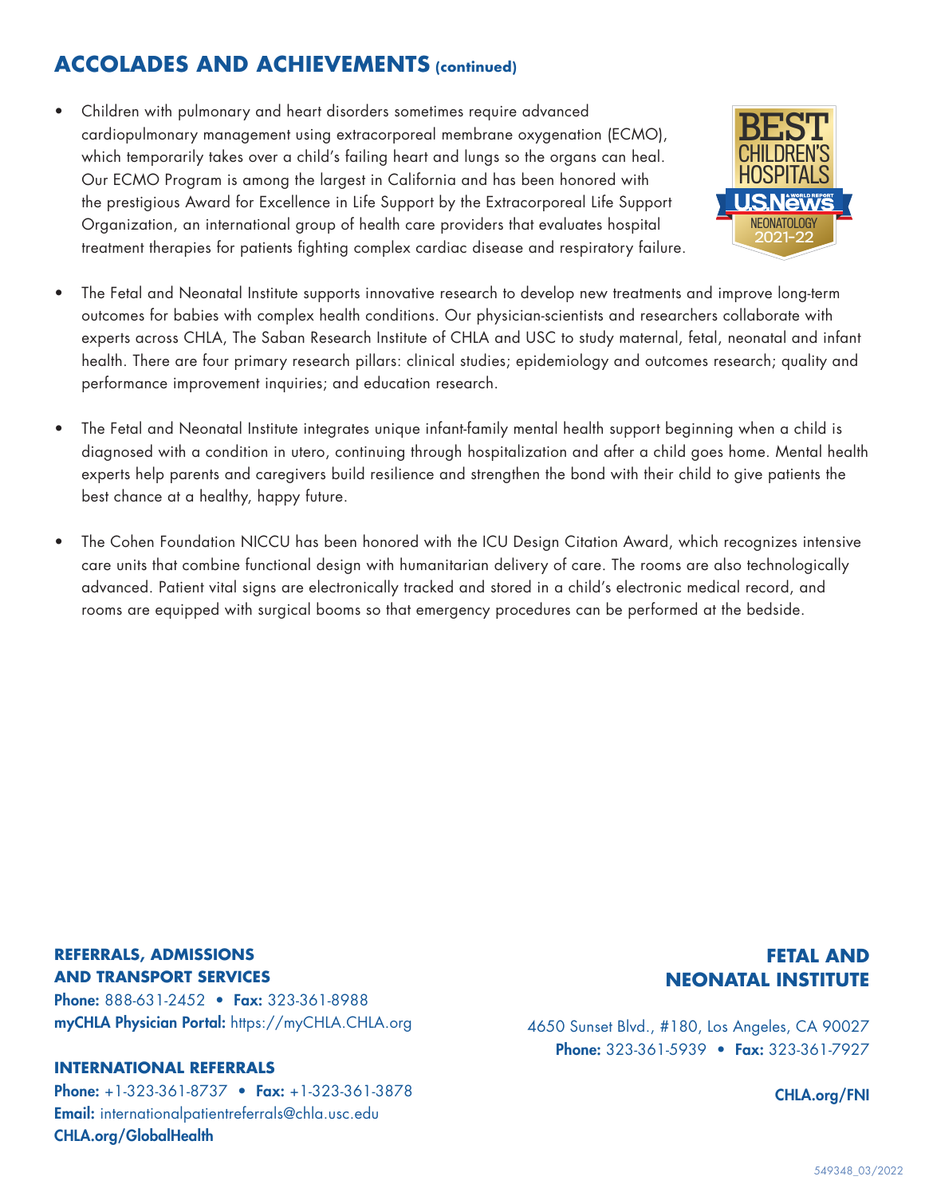## ACCOLADES AND ACHIEVEMENTS (continued)

- Children with pulmonary and heart disorders sometimes require advanced cardiopulmonary management using extracorporeal membrane oxygenation (ECMO), which temporarily takes over a child's failing heart and lungs so the organs can heal. Our ECMO Program is among the largest in California and has been honored with the prestigious Award for Excellence in Life Support by the Extracorporeal Life Support Organization, an international group of health care providers that evaluates hospital treatment therapies for patients fighting complex cardiac disease and respiratory failure.

BEST CHILDREN'S HOSPITALS
U.S.News & WORLD REPORT
NEONATOLOGY
2021-22

- The Fetal and Neonatal Institute supports innovative research to develop new treatments and improve long-term outcomes for babies with complex health conditions. Our physician-scientists and researchers collaborate with experts across CHLA, The Saban Research Institute of CHLA and USC to study maternal, fetal, neonatal and infant health. There are four primary research pillars: clinical studies; epidemiology and outcomes research; quality and performance improvement inquiries; and education research.

- The Fetal and Neonatal Institute integrates unique infant-family mental health support beginning when a child is diagnosed with a condition in utero, continuing through hospitalization and after a child goes home. Mental health experts help parents and caregivers build resilience and strengthen the bond with their child to give patients the best chance at a healthy, happy future.

- The Cohen Foundation NICCU has been honored with the ICU Design Citation Award, which recognizes intensive care units that combine functional design with humanitarian delivery of care. The rooms are also technologically advanced. Patient vital signs are electronically tracked and stored in a child's electronic medical record, and rooms are equipped with surgical booms so that emergency procedures can be performed at the bedside.

### REFERRALS, ADMISSIONS AND TRANSPORT SERVICES

**Phone:** 888-631-2452 • **Fax:** 323-361-8988
**myCHLA Physician Portal:** https://myCHLA.CHLA.org

### INTERNATIONAL REFERRALS

**Phone:** +1-323-361-8737 • **Fax:** +1-323-361-3878
**Email:** internationalpatientreferrals@chla.usc.edu
**CHLA.org/GlobalHealth**

### FETAL AND NEONATAL INSTITUTE

4650 Sunset Blvd., #180, Los Angeles, CA 90027
**Phone:** 323-361-5939 • **Fax:** 323-361-7927

**CHLA.org/FNI**

549348_03/2022